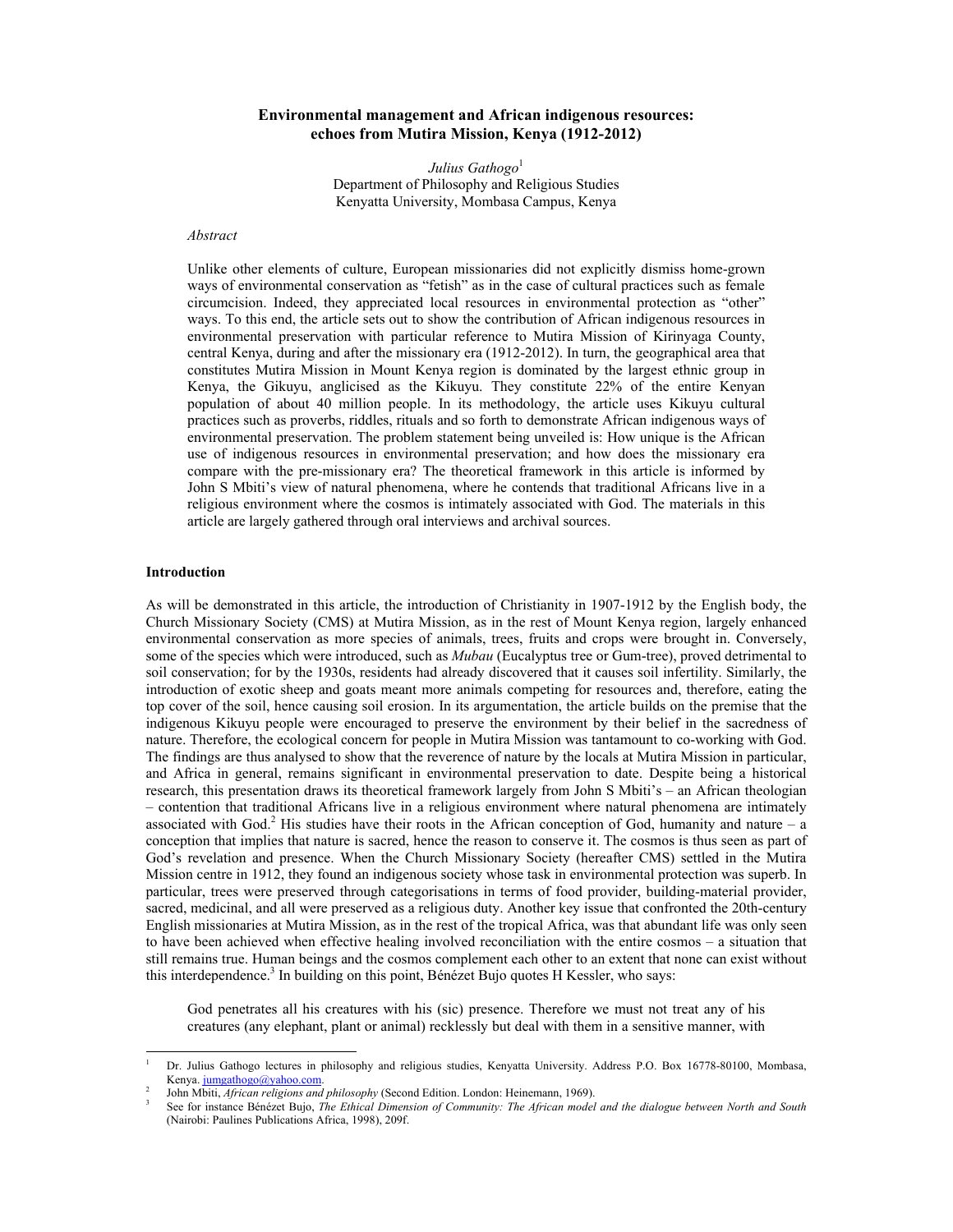# Environmental management and African indigenous resources: echoes from Mutira Mission, Kenya (1912-2012)

*Julius Gathogo*[1]
Department of Philosophy and Religious Studies
Kenyatta University, Mombasa Campus, Kenya

*Abstract*

Unlike other elements of culture, European missionaries did not explicitly dismiss home-grown ways of environmental conservation as "fetish" as in the case of cultural practices such as female circumcision. Indeed, they appreciated local resources in environmental protection as "other" ways. To this end, the article sets out to show the contribution of African indigenous resources in environmental preservation with particular reference to Mutira Mission of Kirinyaga County, central Kenya, during and after the missionary era (1912-2012). In turn, the geographical area that constitutes Mutira Mission in Mount Kenya region is dominated by the largest ethnic group in Kenya, the Gikuyu, anglicised as the Kikuyu. They constitute 22% of the entire Kenyan population of about 40 million people. In its methodology, the article uses Kikuyu cultural practices such as proverbs, riddles, rituals and so forth to demonstrate African indigenous ways of environmental preservation. The problem statement being unveiled is: How unique is the African use of indigenous resources in environmental preservation; and how does the missionary era compare with the pre-missionary era? The theoretical framework in this article is informed by John S Mbiti's view of natural phenomena, where he contends that traditional Africans live in a religious environment where the cosmos is intimately associated with God. The materials in this article are largely gathered through oral interviews and archival sources.

## Introduction

As will be demonstrated in this article, the introduction of Christianity in 1907-1912 by the English body, the Church Missionary Society (CMS) at Mutira Mission, as in the rest of Mount Kenya region, largely enhanced environmental conservation as more species of animals, trees, fruits and crops were brought in. Conversely, some of the species which were introduced, such as *Mubau* (Eucalyptus tree or Gum-tree), proved detrimental to soil conservation; for by the 1930s, residents had already discovered that it causes soil infertility. Similarly, the introduction of exotic sheep and goats meant more animals competing for resources and, therefore, eating the top cover of the soil, hence causing soil erosion. In its argumentation, the article builds on the premise that the indigenous Kikuyu people were encouraged to preserve the environment by their belief in the sacredness of nature. Therefore, the ecological concern for people in Mutira Mission was tantamount to co-working with God. The findings are thus analysed to show that the reverence of nature by the locals at Mutira Mission in particular, and Africa in general, remains significant in environmental preservation to date. Despite being a historical research, this presentation draws its theoretical framework largely from John S Mbiti's – an African theologian – contention that traditional Africans live in a religious environment where natural phenomena are intimately associated with God.[2] His studies have their roots in the African conception of God, humanity and nature – a conception that implies that nature is sacred, hence the reason to conserve it. The cosmos is thus seen as part of God's revelation and presence. When the Church Missionary Society (hereafter CMS) settled in the Mutira Mission centre in 1912, they found an indigenous society whose task in environmental protection was superb. In particular, trees were preserved through categorisations in terms of food provider, building-material provider, sacred, medicinal, and all were preserved as a religious duty. Another key issue that confronted the 20th-century English missionaries at Mutira Mission, as in the rest of the tropical Africa, was that abundant life was only seen to have been achieved when effective healing involved reconciliation with the entire cosmos – a situation that still remains true. Human beings and the cosmos complement each other to an extent that none can exist without this interdependence.[3] In building on this point, Bénézet Bujo quotes H Kessler, who says:

> God penetrates all his creatures with his (sic) presence. Therefore we must not treat any of his creatures (any elephant, plant or animal) recklessly but deal with them in a sensitive manner, with

---

[1] Dr. Julius Gathogo lectures in philosophy and religious studies, Kenyatta University. Address P.O. Box 16778-80100, Mombasa, Kenya. jumgathogo@yahoo.com.

[2] John Mbiti, *African religions and philosophy* (Second Edition. London: Heinemann, 1969).

[3] See for instance Bénézet Bujo, *The Ethical Dimension of Community: The African model and the dialogue between North and South* (Nairobi: Paulines Publications Africa, 1998), 209f.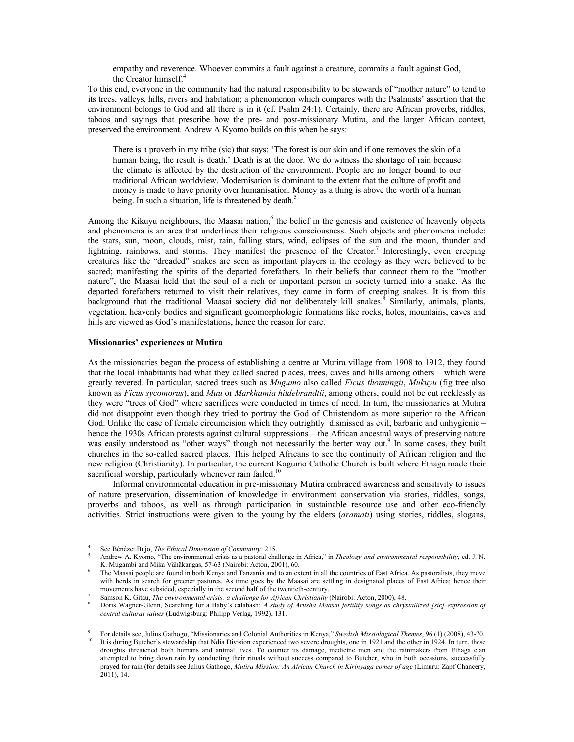> empathy and reverence. Whoever commits a fault against a creature, commits a fault against God, the Creator himself.[4]

To this end, everyone in the community had the natural responsibility to be stewards of "mother nature" to tend to its trees, valleys, hills, rivers and habitation; a phenomenon which compares with the Psalmists' assertion that the environment belongs to God and all there is in it (cf. Psalm 24:1). Certainly, there are African proverbs, riddles, taboos and sayings that prescribe how the pre- and post-missionary Mutira, and the larger African context, preserved the environment. Andrew A Kyomo builds on this when he says:

> There is a proverb in my tribe (sic) that says: 'The forest is our skin and if one removes the skin of a human being, the result is death.' Death is at the door. We do witness the shortage of rain because the climate is affected by the destruction of the environment. People are no longer bound to our traditional African worldview. Modernisation is dominant to the extent that the culture of profit and money is made to have priority over humanisation. Money as a thing is above the worth of a human being. In such a situation, life is threatened by death.[5]

Among the Kikuyu neighbours, the Maasai nation,[6] the belief in the genesis and existence of heavenly objects and phenomena is an area that underlines their religious consciousness. Such objects and phenomena include: the stars, sun, moon, clouds, mist, rain, falling stars, wind, eclipses of the sun and the moon, thunder and lightning, rainbows, and storms. They manifest the presence of the Creator.[7] Interestingly, even creeping creatures like the "dreaded" snakes are seen as important players in the ecology as they were believed to be sacred; manifesting the spirits of the departed forefathers. In their beliefs that connect them to the "mother nature", the Maasai held that the soul of a rich or important person in society turned into a snake. As the departed forefathers returned to visit their relatives, they came in form of creeping snakes. It is from this background that the traditional Maasai society did not deliberately kill snakes.[8] Similarly, animals, plants, vegetation, heavenly bodies and significant geomorphologic formations like rocks, holes, mountains, caves and hills are viewed as God's manifestations, hence the reason for care.

**Missionaries' experiences at Mutira**

As the missionaries began the process of establishing a centre at Mutira village from 1908 to 1912, they found that the local inhabitants had what they called sacred places, trees, caves and hills among others – which were greatly revered. In particular, sacred trees such as *Mugumo* also called *Ficus thonningii*, *Mukuyu* (fig tree also known as *Ficus sycomorus*), and *Muu* or *Markhamia hildebrandtii*, among others, could not be cut recklessly as they were "trees of God" where sacrifices were conducted in times of need. In turn, the missionaries at Mutira did not disappoint even though they tried to portray the God of Christendom as more superior to the African God. Unlike the case of female circumcision which they outrightly dismissed as evil, barbaric and unhygienic – hence the 1930s African protests against cultural suppressions – the African ancestral ways of preserving nature was easily understood as "other ways" though not necessarily the better way out.[9] In some cases, they built churches in the so-called sacred places. This helped Africans to see the continuity of African religion and the new religion (Christianity). In particular, the current Kagumo Catholic Church is built where Ethaga made their sacrificial worship, particularly whenever rain failed.[10]

Informal environmental education in pre-missionary Mutira embraced awareness and sensitivity to issues of nature preservation, dissemination of knowledge in environment conservation via stories, riddles, songs, proverbs and taboos, as well as through participation in sustainable resource use and other eco-friendly activities. Strict instructions were given to the young by the elders (*aramati*) using stories, riddles, slogans,

---

[4] See Bénézet Bujo, *The Ethical Dimension of Community:* 215.

[5] Andrew A. Kyomo, "The environmental crisis as a pastoral challenge in Africa," in *Theology and environmental responsibility*, ed. J. N. K. Mugambi and Mika Vähäkangas, 57-63 (Nairobi: Acton, 2001), 60.

[6] The Maasai people are found in both Kenya and Tanzania and to an extent in all the countries of East Africa. As pastoralists, they move with herds in search for greener pastures. As time goes by the Maasai are settling in designated places of East Africa; hence their movements have subsided, especially in the second half of the twentieth-century.

[7] Samson K. Gitau, *The environmental crisis: a challenge for African Christianity* (Nairobi: Acton, 2000), 48.

[8] Doris Wagner-Glenn, Searching for a Baby's calabash: *A study of Arusha Maasai fertility songs as chrystallized [sic] expression of central cultural values* (Ludwigsburg: Philipp Verlag, 1992), 131.

[9] For details see, Julius Gathogo, "Missionaries and Colonial Authorities in Kenya," *Swedish Missiological Themes*, 96 (1) (2008), 43-70.

[10] It is during Butcher's stewardship that Ndia Division experienced two severe droughts, one in 1921 and the other in 1924. In turn, these droughts threatened both humans and animal lives. To counter its damage, medicine men and the rainmakers from Ethaga clan attempted to bring down rain by conducting their rituals without success compared to Butcher, who in both occasions, successfully prayed for rain (for details see Julius Gathogo, *Mutira Mission: An African Church in Kirinyaga comes of age* (Limuru: Zapf Chancery, 2011), 14.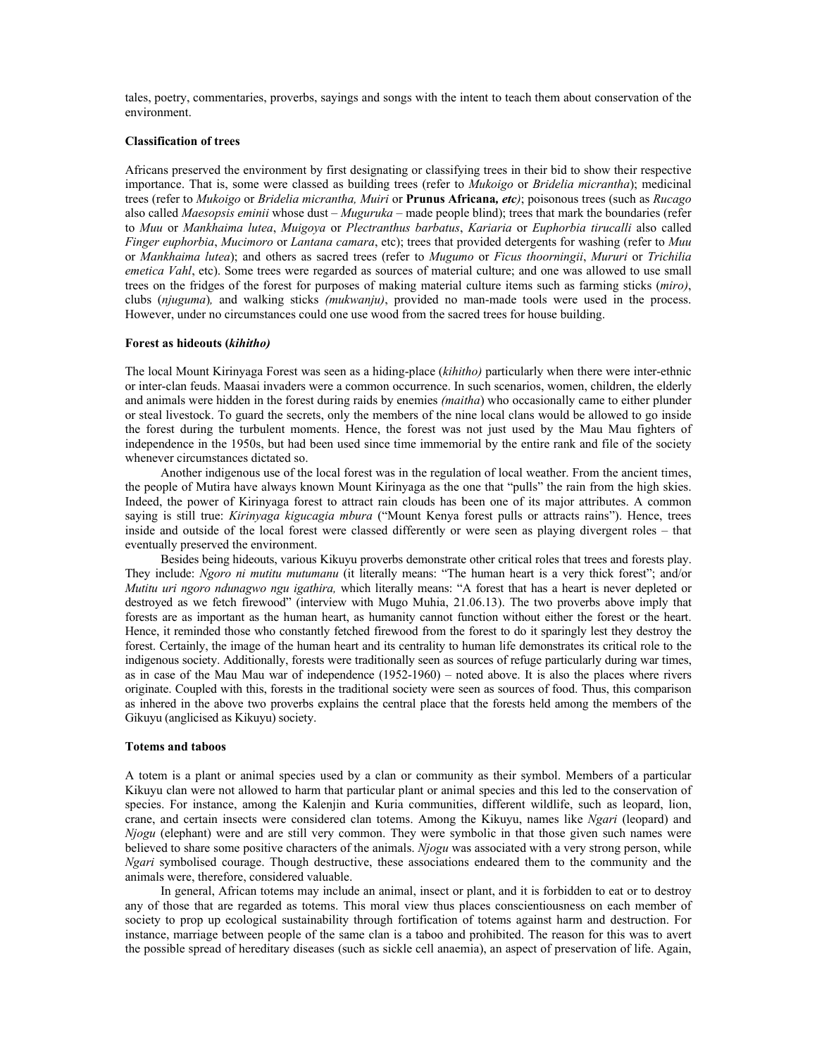tales, poetry, commentaries, proverbs, sayings and songs with the intent to teach them about conservation of the environment.

**Classification of trees**

Africans preserved the environment by first designating or classifying trees in their bid to show their respective importance. That is, some were classed as building trees (refer to *Mukoigo* or *Bridelia micrantha*); medicinal trees (refer to *Mukoigo* or *Bridelia micrantha, Muiri* or **Prunus Africana,** ***etc)***; poisonous trees (such as *Rucago* also called *Maesopsis eminii* whose dust – *Muguruka* – made people blind); trees that mark the boundaries (refer to *Muu* or *Mankhaima lutea*, *Muigoya* or *Plectranthus barbatus*, *Kariaria* or *Euphorbia tirucalli* also called *Finger euphorbia*, *Mucimoro* or *Lantana camara*, etc); trees that provided detergents for washing (refer to *Muu* or *Mankhaima lutea*); and others as sacred trees (refer to *Mugumo* or *Ficus thoorningii*, *Mururi* or *Trichilia emetica Vahl*, etc). Some trees were regarded as sources of material culture; and one was allowed to use small trees on the fridges of the forest for purposes of making material culture items such as farming sticks (*miro)*, clubs (*njuguma*)*,* and walking sticks *(mukwanju)*, provided no man-made tools were used in the process. However, under no circumstances could one use wood from the sacred trees for house building.

**Forest as hideouts (*kihitho)***

The local Mount Kirinyaga Forest was seen as a hiding-place (*kihitho)* particularly when there were inter-ethnic or inter-clan feuds. Maasai invaders were a common occurrence. In such scenarios, women, children, the elderly and animals were hidden in the forest during raids by enemies *(maitha*) who occasionally came to either plunder or steal livestock. To guard the secrets, only the members of the nine local clans would be allowed to go inside the forest during the turbulent moments. Hence, the forest was not just used by the Mau Mau fighters of independence in the 1950s, but had been used since time immemorial by the entire rank and file of the society whenever circumstances dictated so.

Another indigenous use of the local forest was in the regulation of local weather. From the ancient times, the people of Mutira have always known Mount Kirinyaga as the one that "pulls" the rain from the high skies. Indeed, the power of Kirinyaga forest to attract rain clouds has been one of its major attributes. A common saying is still true: *Kirinyaga kigucagia mbura* ("Mount Kenya forest pulls or attracts rains"). Hence, trees inside and outside of the local forest were classed differently or were seen as playing divergent roles – that eventually preserved the environment.

Besides being hideouts, various Kikuyu proverbs demonstrate other critical roles that trees and forests play. They include: *Ngoro ni mutitu mutumanu* (it literally means: "The human heart is a very thick forest"; and/or *Mutitu uri ngoro ndunagwo ngu igathira,* which literally means: "A forest that has a heart is never depleted or destroyed as we fetch firewood" (interview with Mugo Muhia, 21.06.13). The two proverbs above imply that forests are as important as the human heart, as humanity cannot function without either the forest or the heart. Hence, it reminded those who constantly fetched firewood from the forest to do it sparingly lest they destroy the forest. Certainly, the image of the human heart and its centrality to human life demonstrates its critical role to the indigenous society. Additionally, forests were traditionally seen as sources of refuge particularly during war times, as in case of the Mau Mau war of independence (1952-1960) – noted above. It is also the places where rivers originate. Coupled with this, forests in the traditional society were seen as sources of food. Thus, this comparison as inhered in the above two proverbs explains the central place that the forests held among the members of the Gikuyu (anglicised as Kikuyu) society.

**Totems and taboos**

A totem is a plant or animal species used by a clan or community as their symbol. Members of a particular Kikuyu clan were not allowed to harm that particular plant or animal species and this led to the conservation of species. For instance, among the Kalenjin and Kuria communities, different wildlife, such as leopard, lion, crane, and certain insects were considered clan totems. Among the Kikuyu, names like *Ngari* (leopard) and *Njogu* (elephant) were and are still very common. They were symbolic in that those given such names were believed to share some positive characters of the animals. *Njogu* was associated with a very strong person, while *Ngari* symbolised courage. Though destructive, these associations endeared them to the community and the animals were, therefore, considered valuable.

In general, African totems may include an animal, insect or plant, and it is forbidden to eat or to destroy any of those that are regarded as totems. This moral view thus places conscientiousness on each member of society to prop up ecological sustainability through fortification of totems against harm and destruction. For instance, marriage between people of the same clan is a taboo and prohibited. The reason for this was to avert the possible spread of hereditary diseases (such as sickle cell anaemia), an aspect of preservation of life. Again,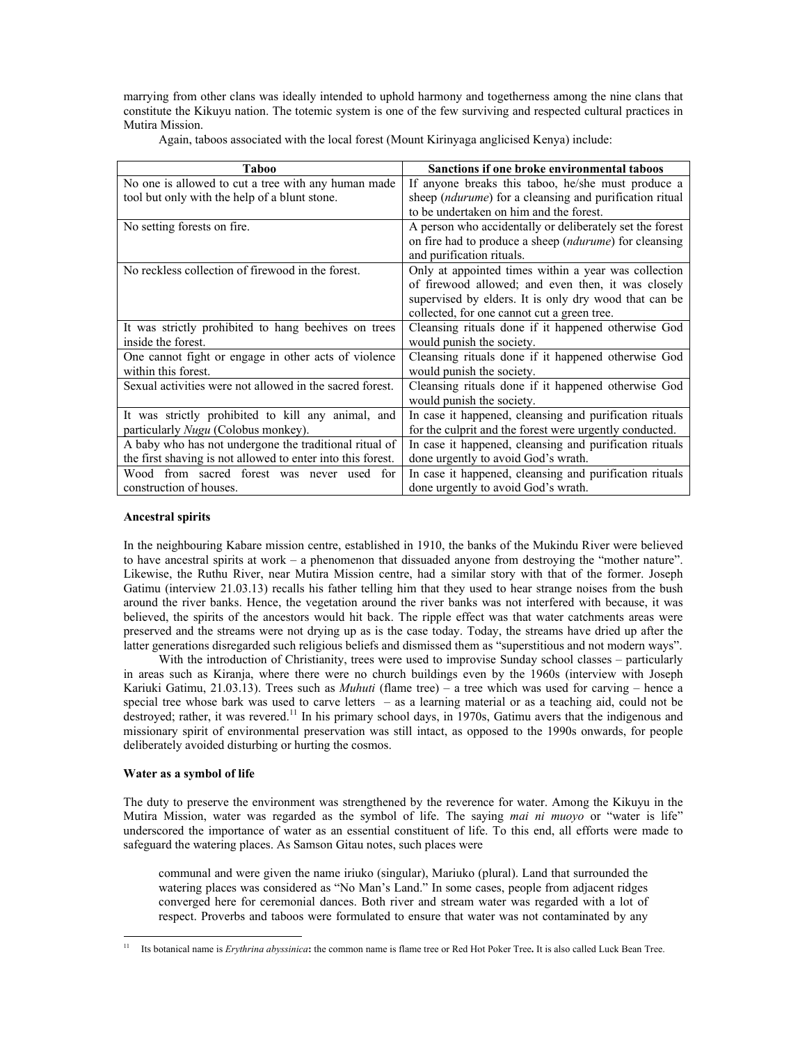marrying from other clans was ideally intended to uphold harmony and togetherness among the nine clans that constitute the Kikuyu nation. The totemic system is one of the few surviving and respected cultural practices in Mutira Mission.

Again, taboos associated with the local forest (Mount Kirinyaga anglicised Kenya) include:

| Taboo | Sanctions if one broke environmental taboos |
|---|---|
| No one is allowed to cut a tree with any human made tool but only with the help of a blunt stone. | If anyone breaks this taboo, he/she must produce a sheep (*ndurume*) for a cleansing and purification ritual to be undertaken on him and the forest. |
| No setting forests on fire. | A person who accidentally or deliberately set the forest on fire had to produce a sheep (*ndurume*) for cleansing and purification rituals. |
| No reckless collection of firewood in the forest. | Only at appointed times within a year was collection of firewood allowed; and even then, it was closely supervised by elders. It is only dry wood that can be collected, for one cannot cut a green tree. |
| It was strictly prohibited to hang beehives on trees inside the forest. | Cleansing rituals done if it happened otherwise God would punish the society. |
| One cannot fight or engage in other acts of violence within this forest. | Cleansing rituals done if it happened otherwise God would punish the society. |
| Sexual activities were not allowed in the sacred forest. | Cleansing rituals done if it happened otherwise God would punish the society. |
| It was strictly prohibited to kill any animal, and particularly *Nugu* (Colobus monkey). | In case it happened, cleansing and purification rituals for the culprit and the forest were urgently conducted. |
| A baby who has not undergone the traditional ritual of the first shaving is not allowed to enter into this forest. | In case it happened, cleansing and purification rituals done urgently to avoid God's wrath. |
| Wood from sacred forest was never used for construction of houses. | In case it happened, cleansing and purification rituals done urgently to avoid God's wrath. |

**Ancestral spirits**

In the neighbouring Kabare mission centre, established in 1910, the banks of the Mukindu River were believed to have ancestral spirits at work – a phenomenon that dissuaded anyone from destroying the "mother nature". Likewise, the Ruthu River, near Mutira Mission centre, had a similar story with that of the former. Joseph Gatimu (interview 21.03.13) recalls his father telling him that they used to hear strange noises from the bush around the river banks. Hence, the vegetation around the river banks was not interfered with because, it was believed, the spirits of the ancestors would hit back. The ripple effect was that water catchments areas were preserved and the streams were not drying up as is the case today. Today, the streams have dried up after the latter generations disregarded such religious beliefs and dismissed them as "superstitious and not modern ways".

With the introduction of Christianity, trees were used to improvise Sunday school classes – particularly in areas such as Kiranja, where there were no church buildings even by the 1960s (interview with Joseph Kariuki Gatimu, 21.03.13). Trees such as *Muhuti* (flame tree) – a tree which was used for carving – hence a special tree whose bark was used to carve letters – as a learning material or as a teaching aid, could not be destroyed; rather, it was revered.[11] In his primary school days, in 1970s, Gatimu avers that the indigenous and missionary spirit of environmental preservation was still intact, as opposed to the 1990s onwards, for people deliberately avoided disturbing or hurting the cosmos.

**Water as a symbol of life**

The duty to preserve the environment was strengthened by the reverence for water. Among the Kikuyu in the Mutira Mission, water was regarded as the symbol of life. The saying *mai ni muoyo* or "water is life" underscored the importance of water as an essential constituent of life. To this end, all efforts were made to safeguard the watering places. As Samson Gitau notes, such places were

> communal and were given the name iriuko (singular), Mariuko (plural). Land that surrounded the watering places was considered as "No Man's Land." In some cases, people from adjacent ridges converged here for ceremonial dances. Both river and stream water was regarded with a lot of respect. Proverbs and taboos were formulated to ensure that water was not contaminated by any

[11] Its botanical name is *Erythrina abyssinica*: the common name is flame tree or Red Hot Poker Tree. It is also called Luck Bean Tree.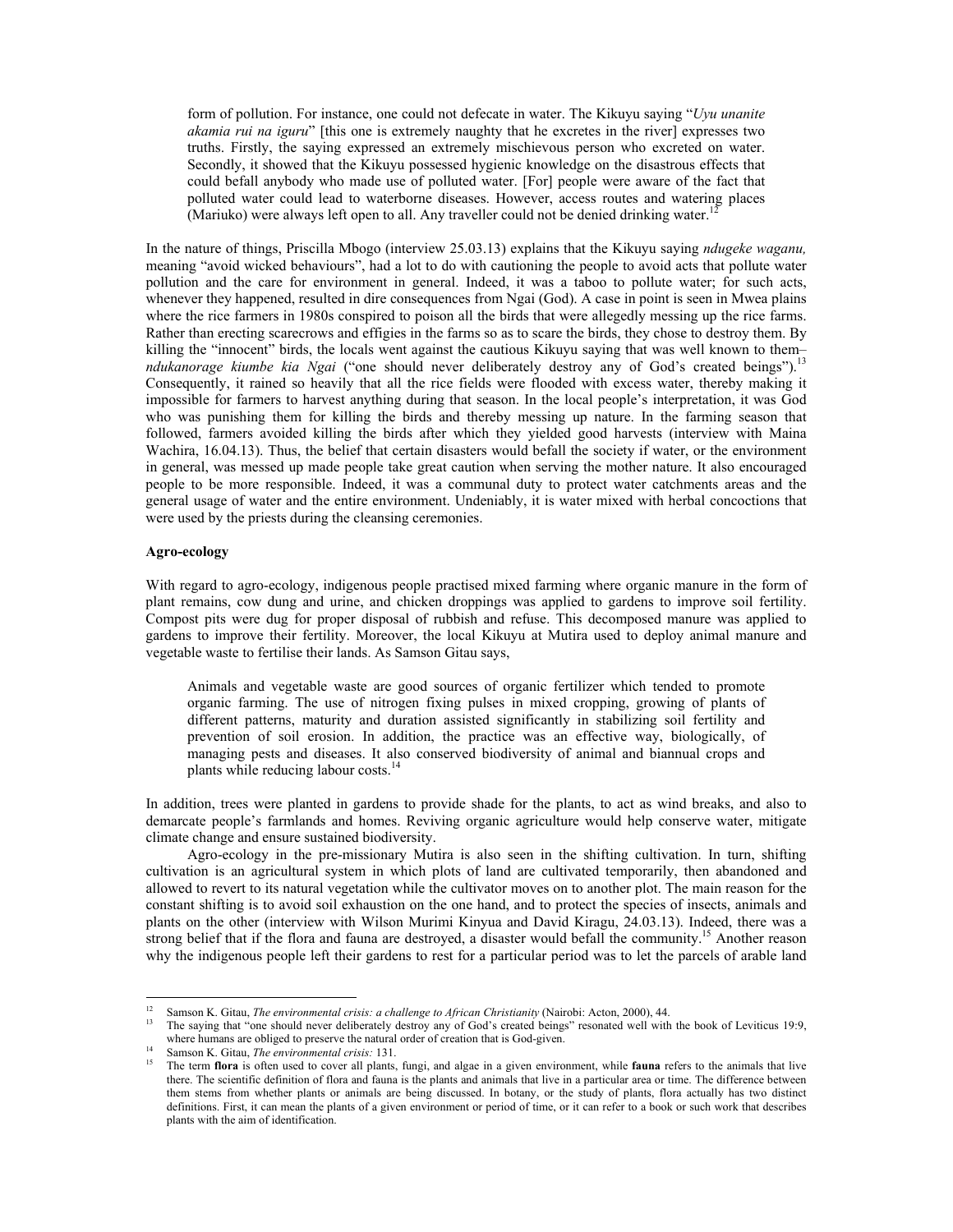> form of pollution. For instance, one could not defecate in water. The Kikuyu saying "*Uyu unanite akamia rui na iguru*" [this one is extremely naughty that he excretes in the river] expresses two truths. Firstly, the saying expressed an extremely mischievous person who excreted on water. Secondly, it showed that the Kikuyu possessed hygienic knowledge on the disastrous effects that could befall anybody who made use of polluted water. [For] people were aware of the fact that polluted water could lead to waterborne diseases. However, access routes and watering places (Mariuko) were always left open to all. Any traveller could not be denied drinking water.[12]

In the nature of things, Priscilla Mbogo (interview 25.03.13) explains that the Kikuyu saying *ndugeke waganu,* meaning "avoid wicked behaviours", had a lot to do with cautioning the people to avoid acts that pollute water pollution and the care for environment in general. Indeed, it was a taboo to pollute water; for such acts, whenever they happened, resulted in dire consequences from Ngai (God). A case in point is seen in Mwea plains where the rice farmers in 1980s conspired to poison all the birds that were allegedly messing up the rice farms. Rather than erecting scarecrows and effigies in the farms so as to scare the birds, they chose to destroy them. By killing the "innocent" birds, the locals went against the cautious Kikuyu saying that was well known to them– *ndukanorage kiumbe kia Ngai* ("one should never deliberately destroy any of God's created beings").[13] Consequently, it rained so heavily that all the rice fields were flooded with excess water, thereby making it impossible for farmers to harvest anything during that season. In the local people's interpretation, it was God who was punishing them for killing the birds and thereby messing up nature. In the farming season that followed, farmers avoided killing the birds after which they yielded good harvests (interview with Maina Wachira, 16.04.13). Thus, the belief that certain disasters would befall the society if water, or the environment in general, was messed up made people take great caution when serving the mother nature. It also encouraged people to be more responsible. Indeed, it was a communal duty to protect water catchments areas and the general usage of water and the entire environment. Undeniably, it is water mixed with herbal concoctions that were used by the priests during the cleansing ceremonies.

**Agro-ecology**

With regard to agro-ecology, indigenous people practised mixed farming where organic manure in the form of plant remains, cow dung and urine, and chicken droppings was applied to gardens to improve soil fertility. Compost pits were dug for proper disposal of rubbish and refuse. This decomposed manure was applied to gardens to improve their fertility. Moreover, the local Kikuyu at Mutira used to deploy animal manure and vegetable waste to fertilise their lands. As Samson Gitau says,

> Animals and vegetable waste are good sources of organic fertilizer which tended to promote organic farming. The use of nitrogen fixing pulses in mixed cropping, growing of plants of different patterns, maturity and duration assisted significantly in stabilizing soil fertility and prevention of soil erosion. In addition, the practice was an effective way, biologically, of managing pests and diseases. It also conserved biodiversity of animal and biannual crops and plants while reducing labour costs.[14]

In addition, trees were planted in gardens to provide shade for the plants, to act as wind breaks, and also to demarcate people's farmlands and homes. Reviving organic agriculture would help conserve water, mitigate climate change and ensure sustained biodiversity.

Agro-ecology in the pre-missionary Mutira is also seen in the shifting cultivation. In turn, shifting cultivation is an agricultural system in which plots of land are cultivated temporarily, then abandoned and allowed to revert to its natural vegetation while the cultivator moves on to another plot. The main reason for the constant shifting is to avoid soil exhaustion on the one hand, and to protect the species of insects, animals and plants on the other (interview with Wilson Murimi Kinyua and David Kiragu, 24.03.13). Indeed, there was a strong belief that if the flora and fauna are destroyed, a disaster would befall the community.[15] Another reason why the indigenous people left their gardens to rest for a particular period was to let the parcels of arable land

---

[12] Samson K. Gitau, *The environmental crisis: a challenge to African Christianity* (Nairobi: Acton, 2000), 44.

[13] The saying that "one should never deliberately destroy any of God's created beings" resonated well with the book of Leviticus 19:9, where humans are obliged to preserve the natural order of creation that is God-given.

[14] Samson K. Gitau, *The environmental crisis:* 131.

[15] The term **flora** is often used to cover all plants, fungi, and algae in a given environment, while **fauna** refers to the animals that live there. The scientific definition of flora and fauna is the plants and animals that live in a particular area or time. The difference between them stems from whether plants or animals are being discussed. In botany, or the study of plants, flora actually has two distinct definitions. First, it can mean the plants of a given environment or period of time, or it can refer to a book or such work that describes plants with the aim of identification.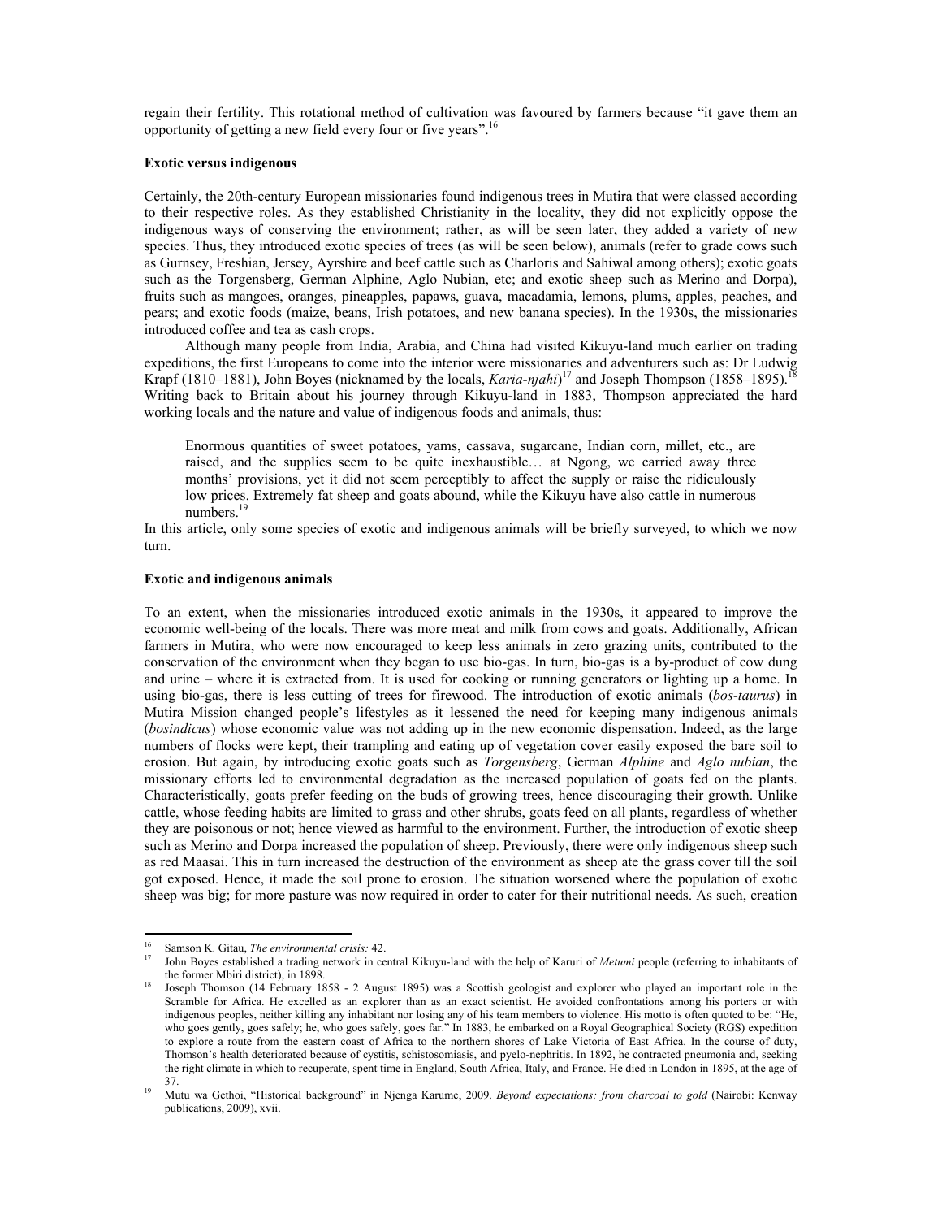regain their fertility. This rotational method of cultivation was favoured by farmers because "it gave them an opportunity of getting a new field every four or five years".[16]

**Exotic versus indigenous**

Certainly, the 20th-century European missionaries found indigenous trees in Mutira that were classed according to their respective roles. As they established Christianity in the locality, they did not explicitly oppose the indigenous ways of conserving the environment; rather, as will be seen later, they added a variety of new species. Thus, they introduced exotic species of trees (as will be seen below), animals (refer to grade cows such as Gurnsey, Freshian, Jersey, Ayrshire and beef cattle such as Charloris and Sahiwal among others); exotic goats such as the Torgensberg, German Alphine, Aglo Nubian, etc; and exotic sheep such as Merino and Dorpa), fruits such as mangoes, oranges, pineapples, papaws, guava, macadamia, lemons, plums, apples, peaches, and pears; and exotic foods (maize, beans, Irish potatoes, and new banana species). In the 1930s, the missionaries introduced coffee and tea as cash crops.

Although many people from India, Arabia, and China had visited Kikuyu-land much earlier on trading expeditions, the first Europeans to come into the interior were missionaries and adventurers such as: Dr Ludwig Krapf (1810–1881), John Boyes (nicknamed by the locals, *Karia-njahi*)[17] and Joseph Thompson (1858–1895).[18] Writing back to Britain about his journey through Kikuyu-land in 1883, Thompson appreciated the hard working locals and the nature and value of indigenous foods and animals, thus:

> Enormous quantities of sweet potatoes, yams, cassava, sugarcane, Indian corn, millet, etc., are raised, and the supplies seem to be quite inexhaustible… at Ngong, we carried away three months' provisions, yet it did not seem perceptibly to affect the supply or raise the ridiculously low prices. Extremely fat sheep and goats abound, while the Kikuyu have also cattle in numerous numbers.[19]

In this article, only some species of exotic and indigenous animals will be briefly surveyed, to which we now turn.

**Exotic and indigenous animals**

To an extent, when the missionaries introduced exotic animals in the 1930s, it appeared to improve the economic well-being of the locals. There was more meat and milk from cows and goats. Additionally, African farmers in Mutira, who were now encouraged to keep less animals in zero grazing units, contributed to the conservation of the environment when they began to use bio-gas. In turn, bio-gas is a by-product of cow dung and urine – where it is extracted from. It is used for cooking or running generators or lighting up a home. In using bio-gas, there is less cutting of trees for firewood. The introduction of exotic animals (*bos-taurus*) in Mutira Mission changed people's lifestyles as it lessened the need for keeping many indigenous animals (*bosindicus*) whose economic value was not adding up in the new economic dispensation. Indeed, as the large numbers of flocks were kept, their trampling and eating up of vegetation cover easily exposed the bare soil to erosion. But again, by introducing exotic goats such as *Torgensberg*, German *Alphine* and *Aglo nubian*, the missionary efforts led to environmental degradation as the increased population of goats fed on the plants. Characteristically, goats prefer feeding on the buds of growing trees, hence discouraging their growth. Unlike cattle, whose feeding habits are limited to grass and other shrubs, goats feed on all plants, regardless of whether they are poisonous or not; hence viewed as harmful to the environment. Further, the introduction of exotic sheep such as Merino and Dorpa increased the population of sheep. Previously, there were only indigenous sheep such as red Maasai. This in turn increased the destruction of the environment as sheep ate the grass cover till the soil got exposed. Hence, it made the soil prone to erosion. The situation worsened where the population of exotic sheep was big; for more pasture was now required in order to cater for their nutritional needs. As such, creation

---

[16] Samson K. Gitau, *The environmental crisis:* 42.

[17] John Boyes established a trading network in central Kikuyu-land with the help of Karuri of *Metumi* people (referring to inhabitants of the former Mbiri district), in 1898.

[18] Joseph Thomson (14 February 1858 - 2 August 1895) was a Scottish geologist and explorer who played an important role in the Scramble for Africa. He excelled as an explorer than as an exact scientist. He avoided confrontations among his porters or with indigenous peoples, neither killing any inhabitant nor losing any of his team members to violence. His motto is often quoted to be: "He, who goes gently, goes safely; he, who goes safely, goes far." In 1883, he embarked on a Royal Geographical Society (RGS) expedition to explore a route from the eastern coast of Africa to the northern shores of Lake Victoria of East Africa. In the course of duty, Thomson's health deteriorated because of cystitis, schistosomiasis, and pyelo-nephritis. In 1892, he contracted pneumonia and, seeking the right climate in which to recuperate, spent time in England, South Africa, Italy, and France. He died in London in 1895, at the age of 37.

[19] Mutu wa Gethoi, "Historical background" in Njenga Karume, 2009. *Beyond expectations: from charcoal to gold* (Nairobi: Kenway publications, 2009), xvii.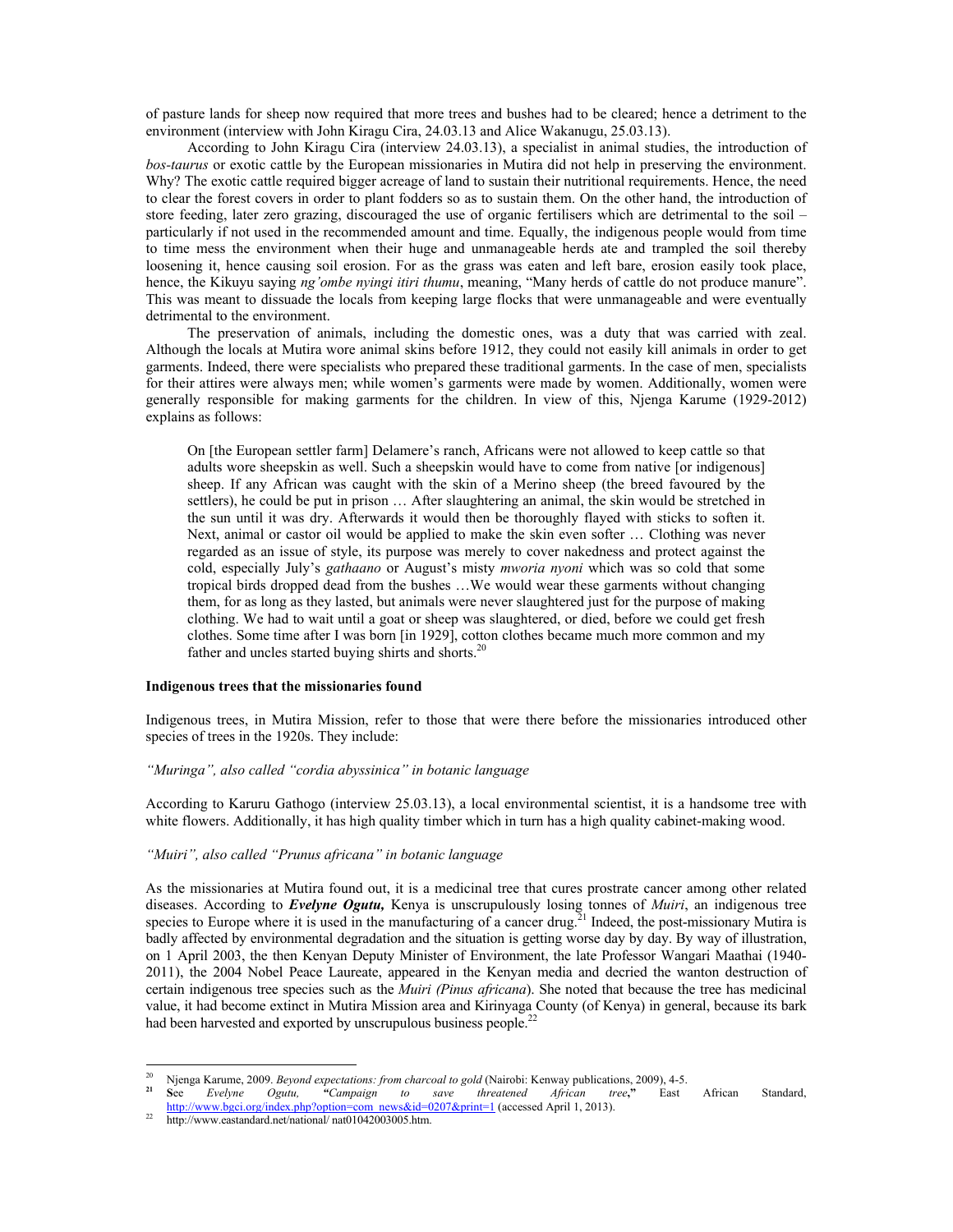of pasture lands for sheep now required that more trees and bushes had to be cleared; hence a detriment to the environment (interview with John Kiragu Cira, 24.03.13 and Alice Wakanugu, 25.03.13).

According to John Kiragu Cira (interview 24.03.13), a specialist in animal studies, the introduction of *bos-taurus* or exotic cattle by the European missionaries in Mutira did not help in preserving the environment. Why? The exotic cattle required bigger acreage of land to sustain their nutritional requirements. Hence, the need to clear the forest covers in order to plant fodders so as to sustain them. On the other hand, the introduction of store feeding, later zero grazing, discouraged the use of organic fertilisers which are detrimental to the soil – particularly if not used in the recommended amount and time. Equally, the indigenous people would from time to time mess the environment when their huge and unmanageable herds ate and trampled the soil thereby loosening it, hence causing soil erosion. For as the grass was eaten and left bare, erosion easily took place, hence, the Kikuyu saying *ng'ombe nyingi itiri thumu*, meaning, "Many herds of cattle do not produce manure". This was meant to dissuade the locals from keeping large flocks that were unmanageable and were eventually detrimental to the environment.

The preservation of animals, including the domestic ones, was a duty that was carried with zeal. Although the locals at Mutira wore animal skins before 1912, they could not easily kill animals in order to get garments. Indeed, there were specialists who prepared these traditional garments. In the case of men, specialists for their attires were always men; while women's garments were made by women. Additionally, women were generally responsible for making garments for the children. In view of this, Njenga Karume (1929-2012) explains as follows:

> On [the European settler farm] Delamere's ranch, Africans were not allowed to keep cattle so that adults wore sheepskin as well. Such a sheepskin would have to come from native [or indigenous] sheep. If any African was caught with the skin of a Merino sheep (the breed favoured by the settlers), he could be put in prison … After slaughtering an animal, the skin would be stretched in the sun until it was dry. Afterwards it would then be thoroughly flayed with sticks to soften it. Next, animal or castor oil would be applied to make the skin even softer … Clothing was never regarded as an issue of style, its purpose was merely to cover nakedness and protect against the cold, especially July's *gathaano* or August's misty *mworia nyoni* which was so cold that some tropical birds dropped dead from the bushes …We would wear these garments without changing them, for as long as they lasted, but animals were never slaughtered just for the purpose of making clothing. We had to wait until a goat or sheep was slaughtered, or died, before we could get fresh clothes. Some time after I was born [in 1929], cotton clothes became much more common and my father and uncles started buying shirts and shorts.[20]

**Indigenous trees that the missionaries found**

Indigenous trees, in Mutira Mission, refer to those that were there before the missionaries introduced other species of trees in the 1920s. They include:

*"Muringa", also called "cordia abyssinica" in botanic language*

According to Karuru Gathogo (interview 25.03.13), a local environmental scientist, it is a handsome tree with white flowers. Additionally, it has high quality timber which in turn has a high quality cabinet-making wood.

*"Muiri", also called "Prunus africana" in botanic language*

As the missionaries at Mutira found out, it is a medicinal tree that cures prostrate cancer among other related diseases. According to ***Evelyne Ogutu,*** Kenya is unscrupulously losing tonnes of *Muiri*, an indigenous tree species to Europe where it is used in the manufacturing of a cancer drug.[21] Indeed, the post-missionary Mutira is badly affected by environmental degradation and the situation is getting worse day by day. By way of illustration, on 1 April 2003, the then Kenyan Deputy Minister of Environment, the late Professor Wangari Maathai (1940-2011), the 2004 Nobel Peace Laureate, appeared in the Kenyan media and decried the wanton destruction of certain indigenous tree species such as the *Muiri (Pinus africana*). She noted that because the tree has medicinal value, it had become extinct in Mutira Mission area and Kirinyaga County (of Kenya) in general, because its bark had been harvested and exported by unscrupulous business people.[22]

---

[20] Njenga Karume, 2009. *Beyond expectations: from charcoal to gold* (Nairobi: Kenway publications, 2009), 4-5.

[21] **S**ee *Evelyne Ogutu,* ***"****Campaign to save threatened African tree***,"** East African Standard, http://www.bgci.org/index.php?option=com_news&id=0207&print=1 (accessed April 1, 2013).

[22] http://www.eastandard.net/national/ nat01042003005.htm.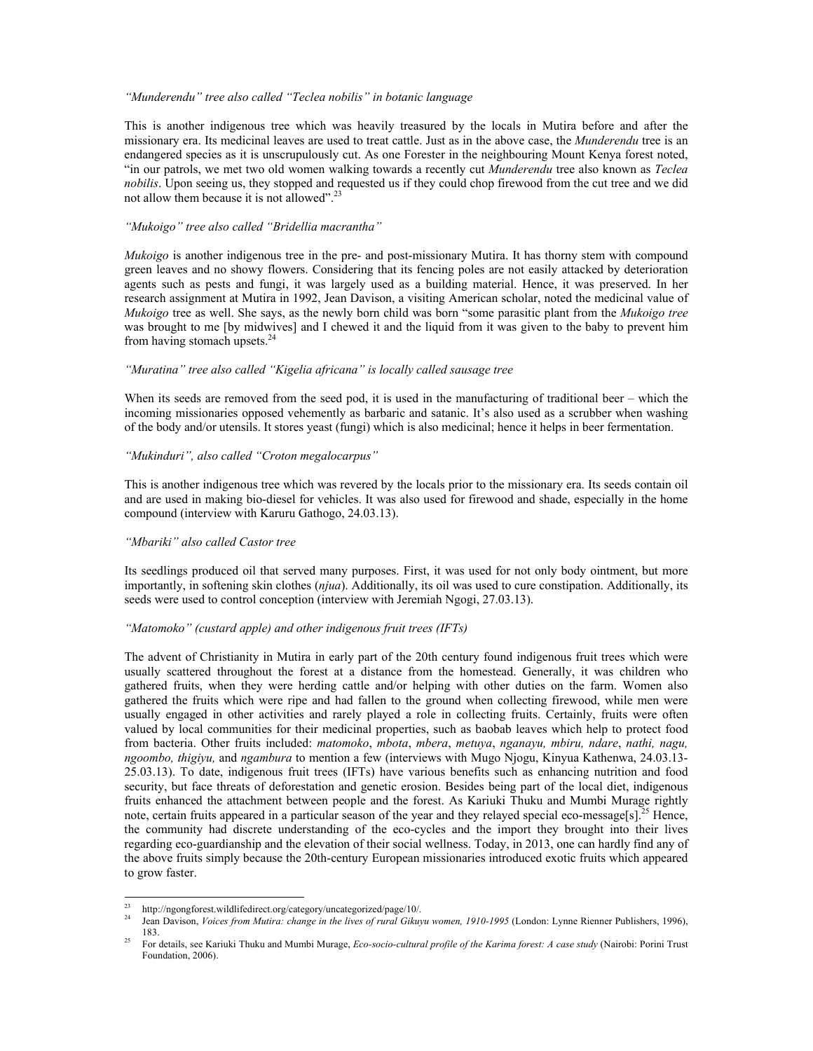*"Munderendu" tree also called "Teclea nobilis" in botanic language*

This is another indigenous tree which was heavily treasured by the locals in Mutira before and after the missionary era. Its medicinal leaves are used to treat cattle. Just as in the above case, the *Munderendu* tree is an endangered species as it is unscrupulously cut. As one Forester in the neighbouring Mount Kenya forest noted, "in our patrols, we met two old women walking towards a recently cut *Munderendu* tree also known as *Teclea nobilis*. Upon seeing us, they stopped and requested us if they could chop firewood from the cut tree and we did not allow them because it is not allowed".[23]

*"Mukoigo" tree also called "Bridellia macrantha"*

*Mukoigo* is another indigenous tree in the pre- and post-missionary Mutira. It has thorny stem with compound green leaves and no showy flowers. Considering that its fencing poles are not easily attacked by deterioration agents such as pests and fungi, it was largely used as a building material. Hence, it was preserved. In her research assignment at Mutira in 1992, Jean Davison, a visiting American scholar, noted the medicinal value of *Mukoigo* tree as well. She says, as the newly born child was born "some parasitic plant from the *Mukoigo tree* was brought to me [by midwives] and I chewed it and the liquid from it was given to the baby to prevent him from having stomach upsets.[24]

*"Muratina" tree also called "Kigelia africana" is locally called sausage tree*

When its seeds are removed from the seed pod, it is used in the manufacturing of traditional beer – which the incoming missionaries opposed vehemently as barbaric and satanic. It's also used as a scrubber when washing of the body and/or utensils. It stores yeast (fungi) which is also medicinal; hence it helps in beer fermentation.

*"Mukinduri", also called "Croton megalocarpus"*

This is another indigenous tree which was revered by the locals prior to the missionary era. Its seeds contain oil and are used in making bio-diesel for vehicles. It was also used for firewood and shade, especially in the home compound (interview with Karuru Gathogo, 24.03.13).

*"Mbariki" also called Castor tree*

Its seedlings produced oil that served many purposes. First, it was used for not only body ointment, but more importantly, in softening skin clothes (*njua*). Additionally, its oil was used to cure constipation. Additionally, its seeds were used to control conception (interview with Jeremiah Ngogi, 27.03.13).

*"Matomoko" (custard apple) and other indigenous fruit trees (IFTs)*

The advent of Christianity in Mutira in early part of the 20th century found indigenous fruit trees which were usually scattered throughout the forest at a distance from the homestead. Generally, it was children who gathered fruits, when they were herding cattle and/or helping with other duties on the farm. Women also gathered the fruits which were ripe and had fallen to the ground when collecting firewood, while men were usually engaged in other activities and rarely played a role in collecting fruits. Certainly, fruits were often valued by local communities for their medicinal properties, such as baobab leaves which help to protect food from bacteria. Other fruits included: *matomoko*, *mbota*, *mbera*, *metuya*, *nganayu, mbiru, ndare*, *nathi, nagu, ngoombo, thigiyu,* and *ngambura* to mention a few (interviews with Mugo Njogu, Kinyua Kathenwa, 24.03.13-25.03.13). To date, indigenous fruit trees (IFTs) have various benefits such as enhancing nutrition and food security, but face threats of deforestation and genetic erosion. Besides being part of the local diet, indigenous fruits enhanced the attachment between people and the forest. As Kariuki Thuku and Mumbi Murage rightly note, certain fruits appeared in a particular season of the year and they relayed special eco-message[s].[25] Hence, the community had discrete understanding of the eco-cycles and the import they brought into their lives regarding eco-guardianship and the elevation of their social wellness. Today, in 2013, one can hardly find any of the above fruits simply because the 20th-century European missionaries introduced exotic fruits which appeared to grow faster.

---

[23] http://ngongforest.wildlifedirect.org/category/uncategorized/page/10/.

[24] Jean Davison, *Voices from Mutira: change in the lives of rural Gikuyu women, 1910-1995* (London: Lynne Rienner Publishers, 1996), 183.

[25] For details, see Kariuki Thuku and Mumbi Murage, *Eco-socio-cultural profile of the Karima forest: A case study* (Nairobi: Porini Trust Foundation, 2006).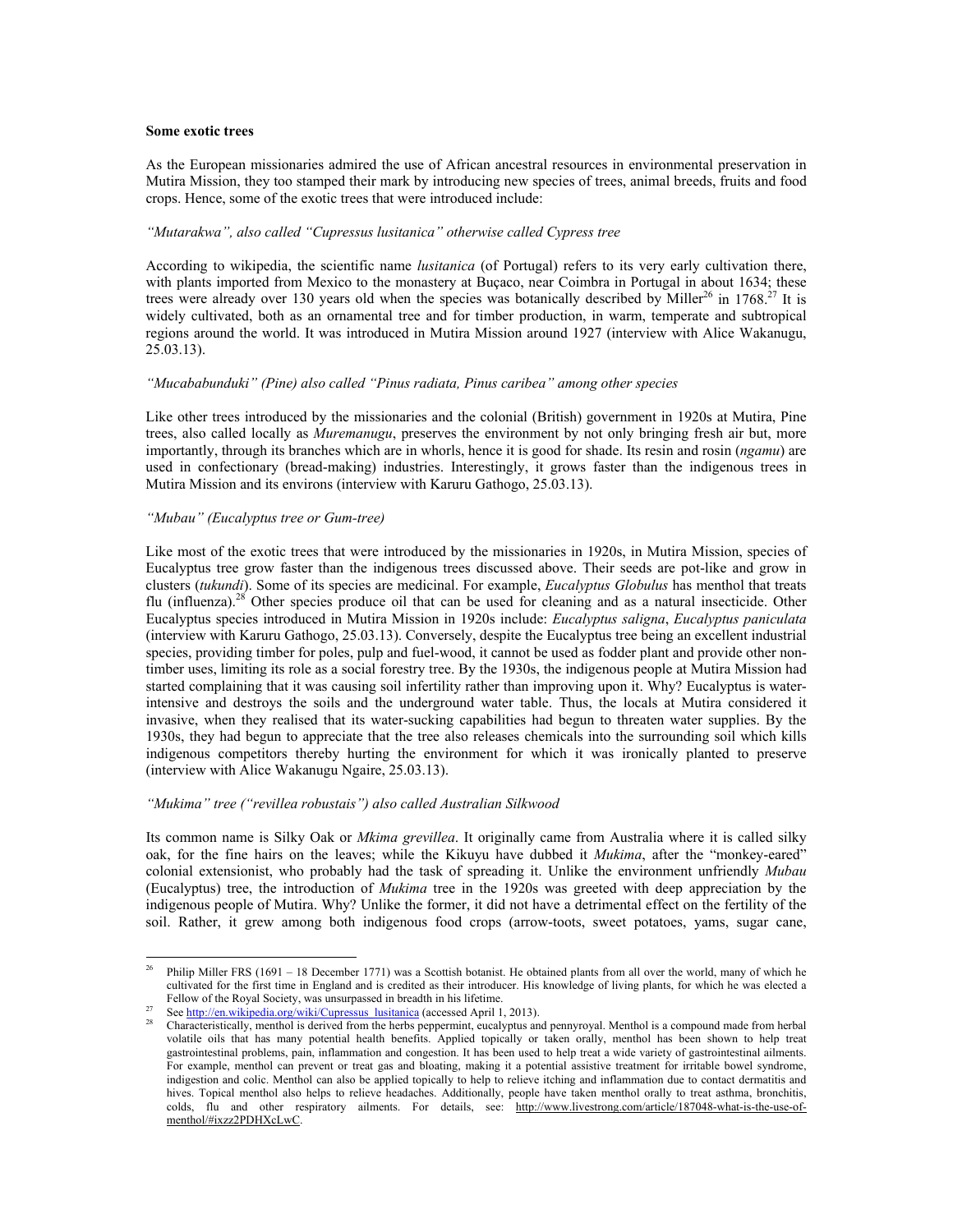**Some exotic trees**

As the European missionaries admired the use of African ancestral resources in environmental preservation in Mutira Mission, they too stamped their mark by introducing new species of trees, animal breeds, fruits and food crops. Hence, some of the exotic trees that were introduced include:

*"Mutarakwa", also called "Cupressus lusitanica" otherwise called Cypress tree*

According to wikipedia, the scientific name *lusitanica* (of Portugal) refers to its very early cultivation there, with plants imported from Mexico to the monastery at Buçaco, near Coimbra in Portugal in about 1634; these trees were already over 130 years old when the species was botanically described by Miller[26] in 1768.[27] It is widely cultivated, both as an ornamental tree and for timber production, in warm, temperate and subtropical regions around the world. It was introduced in Mutira Mission around 1927 (interview with Alice Wakanugu, 25.03.13).

*"Mucababunduki" (Pine) also called "Pinus radiata, Pinus caribea" among other species*

Like other trees introduced by the missionaries and the colonial (British) government in 1920s at Mutira, Pine trees, also called locally as *Muremanugu*, preserves the environment by not only bringing fresh air but, more importantly, through its branches which are in whorls, hence it is good for shade. Its resin and rosin (*ngamu*) are used in confectionary (bread-making) industries. Interestingly, it grows faster than the indigenous trees in Mutira Mission and its environs (interview with Karuru Gathogo, 25.03.13).

*"Mubau" (Eucalyptus tree or Gum-tree)*

Like most of the exotic trees that were introduced by the missionaries in 1920s, in Mutira Mission, species of Eucalyptus tree grow faster than the indigenous trees discussed above. Their seeds are pot-like and grow in clusters (*tukundi*). Some of its species are medicinal. For example, *Eucalyptus Globulus* has menthol that treats flu (influenza).[28] Other species produce oil that can be used for cleaning and as a natural insecticide. Other Eucalyptus species introduced in Mutira Mission in 1920s include: *Eucalyptus saligna*, *Eucalyptus paniculata* (interview with Karuru Gathogo, 25.03.13). Conversely, despite the Eucalyptus tree being an excellent industrial species, providing timber for poles, pulp and fuel-wood, it cannot be used as fodder plant and provide other non-timber uses, limiting its role as a social forestry tree. By the 1930s, the indigenous people at Mutira Mission had started complaining that it was causing soil infertility rather than improving upon it. Why? Eucalyptus is water-intensive and destroys the soils and the underground water table. Thus, the locals at Mutira considered it invasive, when they realised that its water-sucking capabilities had begun to threaten water supplies. By the 1930s, they had begun to appreciate that the tree also releases chemicals into the surrounding soil which kills indigenous competitors thereby hurting the environment for which it was ironically planted to preserve (interview with Alice Wakanugu Ngaire, 25.03.13).

*"Mukima" tree ("revillea robustais") also called Australian Silkwood*

Its common name is Silky Oak or *Mkima grevillea*. It originally came from Australia where it is called silky oak, for the fine hairs on the leaves; while the Kikuyu have dubbed it *Mukima*, after the "monkey-eared" colonial extensionist, who probably had the task of spreading it. Unlike the environment unfriendly *Mubau* (Eucalyptus) tree, the introduction of *Mukima* tree in the 1920s was greeted with deep appreciation by the indigenous people of Mutira. Why? Unlike the former, it did not have a detrimental effect on the fertility of the soil. Rather, it grew among both indigenous food crops (arrow-toots, sweet potatoes, yams, sugar cane,

---

[26] Philip Miller FRS (1691 – 18 December 1771) was a Scottish botanist. He obtained plants from all over the world, many of which he cultivated for the first time in England and is credited as their introducer. His knowledge of living plants, for which he was elected a Fellow of the Royal Society, was unsurpassed in breadth in his lifetime.

[27] See http://en.wikipedia.org/wiki/Cupressus_lusitanica (accessed April 1, 2013).

[28] Characteristically, menthol is derived from the herbs peppermint, eucalyptus and pennyroyal. Menthol is a compound made from herbal volatile oils that has many potential health benefits. Applied topically or taken orally, menthol has been shown to help treat gastrointestinal problems, pain, inflammation and congestion. It has been used to help treat a wide variety of gastrointestinal ailments. For example, menthol can prevent or treat gas and bloating, making it a potential assistive treatment for irritable bowel syndrome, indigestion and colic. Menthol can also be applied topically to help to relieve itching and inflammation due to contact dermatitis and hives. Topical menthol also helps to relieve headaches. Additionally, people have taken menthol orally to treat asthma, bronchitis, colds, flu and other respiratory ailments. For details, see: http://www.livestrong.com/article/187048-what-is-the-use-of-menthol/#ixzz2PDHXcLwC.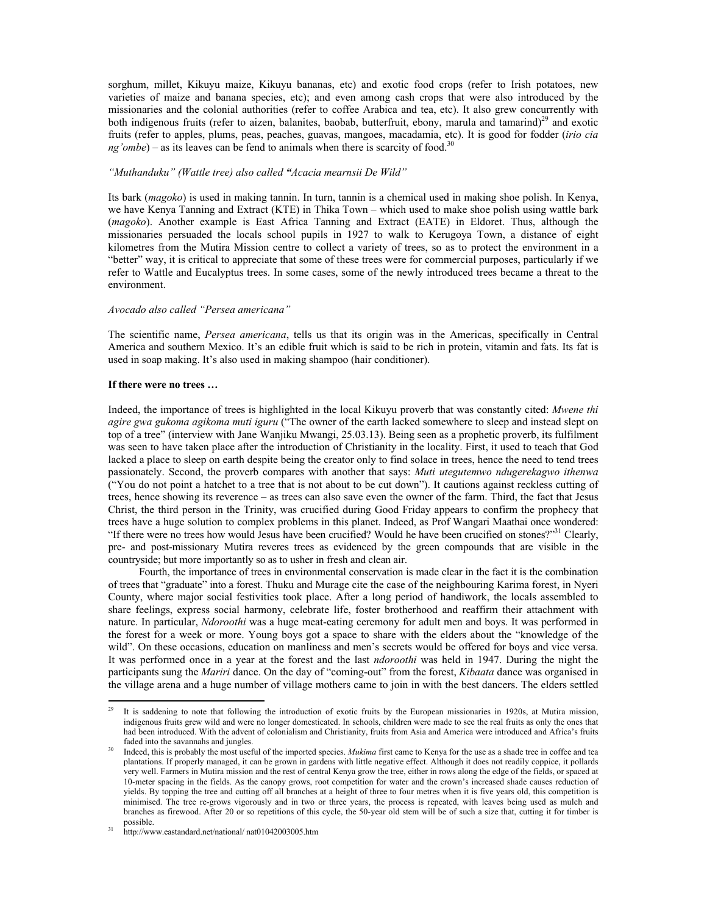sorghum, millet, Kikuyu maize, Kikuyu bananas, etc) and exotic food crops (refer to Irish potatoes, new varieties of maize and banana species, etc); and even among cash crops that were also introduced by the missionaries and the colonial authorities (refer to coffee Arabica and tea, etc). It also grew concurrently with both indigenous fruits (refer to aizen, balanites, baobab, butterfruit, ebony, marula and tamarind)[29] and exotic fruits (refer to apples, plums, peas, peaches, guavas, mangoes, macadamia, etc). It is good for fodder (*irio cia ng'ombe*) – as its leaves can be fend to animals when there is scarcity of food.[30]

*"Muthanduku" (Wattle tree) also called "Acacia mearnsii De Wild"*

Its bark (*magoko*) is used in making tannin. In turn, tannin is a chemical used in making shoe polish. In Kenya, we have Kenya Tanning and Extract (KTE) in Thika Town – which used to make shoe polish using wattle bark (*magoko*). Another example is East Africa Tanning and Extract (EATE) in Eldoret. Thus, although the missionaries persuaded the locals school pupils in 1927 to walk to Kerugoya Town, a distance of eight kilometres from the Mutira Mission centre to collect a variety of trees, so as to protect the environment in a "better" way, it is critical to appreciate that some of these trees were for commercial purposes, particularly if we refer to Wattle and Eucalyptus trees. In some cases, some of the newly introduced trees became a threat to the environment.

*Avocado also called "Persea americana"*

The scientific name, *Persea americana*, tells us that its origin was in the Americas, specifically in Central America and southern Mexico. It's an edible fruit which is said to be rich in protein, vitamin and fats. Its fat is used in soap making. It's also used in making shampoo (hair conditioner).

**If there were no trees …**

Indeed, the importance of trees is highlighted in the local Kikuyu proverb that was constantly cited: *Mwene thi agire gwa gukoma agikoma muti iguru* ("The owner of the earth lacked somewhere to sleep and instead slept on top of a tree" (interview with Jane Wanjiku Mwangi, 25.03.13). Being seen as a prophetic proverb, its fulfilment was seen to have taken place after the introduction of Christianity in the locality. First, it used to teach that God lacked a place to sleep on earth despite being the creator only to find solace in trees, hence the need to tend trees passionately. Second, the proverb compares with another that says: *Muti utegutemwo ndugerekagwo ithenwa* ("You do not point a hatchet to a tree that is not about to be cut down"). It cautions against reckless cutting of trees, hence showing its reverence – as trees can also save even the owner of the farm. Third, the fact that Jesus Christ, the third person in the Trinity, was crucified during Good Friday appears to confirm the prophecy that trees have a huge solution to complex problems in this planet. Indeed, as Prof Wangari Maathai once wondered: "If there were no trees how would Jesus have been crucified? Would he have been crucified on stones?"[31] Clearly, pre- and post-missionary Mutira reveres trees as evidenced by the green compounds that are visible in the countryside; but more importantly so as to usher in fresh and clean air.

Fourth, the importance of trees in environmental conservation is made clear in the fact it is the combination of trees that "graduate" into a forest. Thuku and Murage cite the case of the neighbouring Karima forest, in Nyeri County, where major social festivities took place. After a long period of handiwork, the locals assembled to share feelings, express social harmony, celebrate life, foster brotherhood and reaffirm their attachment with nature. In particular, *Ndoroothi* was a huge meat-eating ceremony for adult men and boys. It was performed in the forest for a week or more. Young boys got a space to share with the elders about the "knowledge of the wild". On these occasions, education on manliness and men's secrets would be offered for boys and vice versa. It was performed once in a year at the forest and the last *ndoroothi* was held in 1947. During the night the participants sung the *Mariri* dance. On the day of "coming-out" from the forest, *Kibaata* dance was organised in the village arena and a huge number of village mothers came to join in with the best dancers. The elders settled

---

[29] It is saddening to note that following the introduction of exotic fruits by the European missionaries in 1920s, at Mutira mission, indigenous fruits grew wild and were no longer domesticated. In schools, children were made to see the real fruits as only the ones that had been introduced. With the advent of colonialism and Christianity, fruits from Asia and America were introduced and Africa's fruits faded into the savannahs and jungles.

[30] Indeed, this is probably the most useful of the imported species. *Mukima* first came to Kenya for the use as a shade tree in coffee and tea plantations. If properly managed, it can be grown in gardens with little negative effect. Although it does not readily coppice, it pollards very well. Farmers in Mutira mission and the rest of central Kenya grow the tree, either in rows along the edge of the fields, or spaced at 10-meter spacing in the fields. As the canopy grows, root competition for water and the crown's increased shade causes reduction of yields. By topping the tree and cutting off all branches at a height of three to four metres when it is five years old, this competition is minimised. The tree re-grows vigorously and in two or three years, the process is repeated, with leaves being used as mulch and branches as firewood. After 20 or so repetitions of this cycle, the 50-year old stem will be of such a size that, cutting it for timber is possible.

[31] http://www.eastandard.net/national/ nat01042003005.htm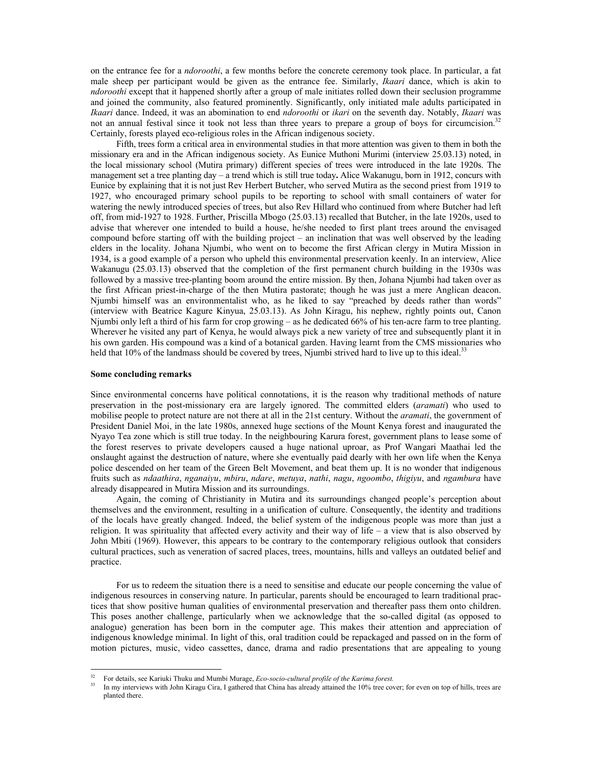on the entrance fee for a *ndoroothi*, a few months before the concrete ceremony took place. In particular, a fat male sheep per participant would be given as the entrance fee. Similarly, *Ikaari* dance, which is akin to *ndoroothi* except that it happened shortly after a group of male initiates rolled down their seclusion programme and joined the community, also featured prominently. Significantly, only initiated male adults participated in *Ikaari* dance. Indeed, it was an abomination to end *ndoroothi* or *ikari* on the seventh day. Notably, *Ikaari* was not an annual festival since it took not less than three years to prepare a group of boys for circumcision.[32] Certainly, forests played eco-religious roles in the African indigenous society.

Fifth, trees form a critical area in environmental studies in that more attention was given to them in both the missionary era and in the African indigenous society. As Eunice Muthoni Murimi (interview 25.03.13) noted, in the local missionary school (Mutira primary) different species of trees were introduced in the late 1920s. The management set a tree planting day – a trend which is still true today**.** Alice Wakanugu, born in 1912, concurs with Eunice by explaining that it is not just Rev Herbert Butcher, who served Mutira as the second priest from 1919 to 1927, who encouraged primary school pupils to be reporting to school with small containers of water for watering the newly introduced species of trees, but also Rev Hillard who continued from where Butcher had left off, from mid-1927 to 1928. Further, Priscilla Mbogo (25.03.13) recalled that Butcher, in the late 1920s, used to advise that wherever one intended to build a house, he/she needed to first plant trees around the envisaged compound before starting off with the building project – an inclination that was well observed by the leading elders in the locality. Johana Njumbi, who went on to become the first African clergy in Mutira Mission in 1934, is a good example of a person who upheld this environmental preservation keenly. In an interview, Alice Wakanugu (25.03.13) observed that the completion of the first permanent church building in the 1930s was followed by a massive tree-planting boom around the entire mission. By then, Johana Njumbi had taken over as the first African priest-in-charge of the then Mutira pastorate; though he was just a mere Anglican deacon. Njumbi himself was an environmentalist who, as he liked to say "preached by deeds rather than words" (interview with Beatrice Kagure Kinyua, 25.03.13). As John Kiragu, his nephew, rightly points out, Canon Njumbi only left a third of his farm for crop growing – as he dedicated 66% of his ten-acre farm to tree planting. Wherever he visited any part of Kenya, he would always pick a new variety of tree and subsequently plant it in his own garden. His compound was a kind of a botanical garden. Having learnt from the CMS missionaries who held that 10% of the landmass should be covered by trees, Njumbi strived hard to live up to this ideal.[33]

**Some concluding remarks**

Since environmental concerns have political connotations, it is the reason why traditional methods of nature preservation in the post-missionary era are largely ignored. The committed elders (*aramati*) who used to mobilise people to protect nature are not there at all in the 21st century. Without the *aramati*, the government of President Daniel Moi, in the late 1980s, annexed huge sections of the Mount Kenya forest and inaugurated the Nyayo Tea zone which is still true today. In the neighbouring Karura forest, government plans to lease some of the forest reserves to private developers caused a huge national uproar, as Prof Wangari Maathai led the onslaught against the destruction of nature, where she eventually paid dearly with her own life when the Kenya police descended on her team of the Green Belt Movement, and beat them up. It is no wonder that indigenous fruits such as *ndaathira*, *nganaiyu*, *mbiru*, *ndare*, *metuya*, *nathi*, *nagu*, *ngoombo*, *thigiyu*, and *ngambura* have already disappeared in Mutira Mission and its surroundings.

Again, the coming of Christianity in Mutira and its surroundings changed people's perception about themselves and the environment, resulting in a unification of culture. Consequently, the identity and traditions of the locals have greatly changed. Indeed, the belief system of the indigenous people was more than just a religion. It was spirituality that affected every activity and their way of life – a view that is also observed by John Mbiti (1969). However, this appears to be contrary to the contemporary religious outlook that considers cultural practices, such as veneration of sacred places, trees, mountains, hills and valleys an outdated belief and practice.

For us to redeem the situation there is a need to sensitise and educate our people concerning the value of indigenous resources in conserving nature. In particular, parents should be encouraged to learn traditional practices that show positive human qualities of environmental preservation and thereafter pass them onto children. This poses another challenge, particularly when we acknowledge that the so-called digital (as opposed to analogue) generation has been born in the computer age. This makes their attention and appreciation of indigenous knowledge minimal. In light of this, oral tradition could be repackaged and passed on in the form of motion pictures, music, video cassettes, dance, drama and radio presentations that are appealing to young

---

[32] For details, see Kariuki Thuku and Mumbi Murage, *Eco-socio-cultural profile of the Karima forest.*

[33] In my interviews with John Kiragu Cira, I gathered that China has already attained the 10% tree cover; for even on top of hills, trees are planted there.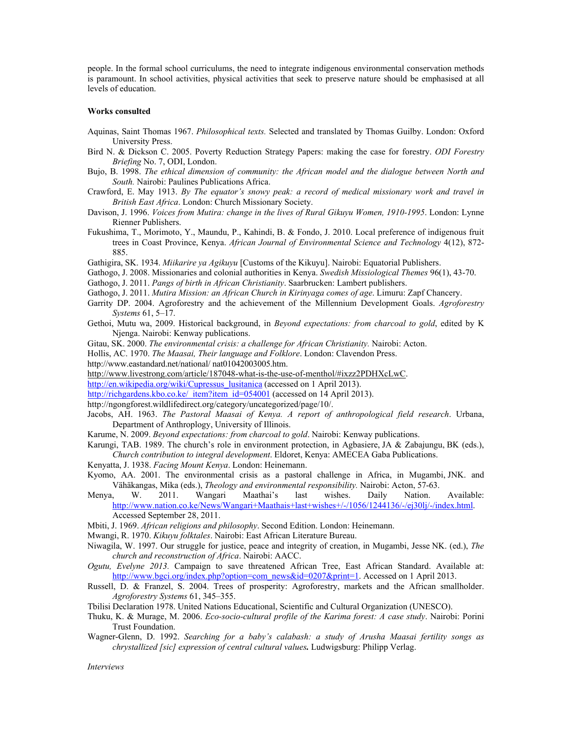people. In the formal school curriculums, the need to integrate indigenous environmental conservation methods is paramount. In school activities, physical activities that seek to preserve nature should be emphasised at all levels of education.

**Works consulted**

Aquinas, Saint Thomas 1967. *Philosophical texts.* Selected and translated by Thomas Guilby. London: Oxford University Press.

Bird N. & Dickson C. 2005. Poverty Reduction Strategy Papers: making the case for forestry. *ODI Forestry Briefing* No. 7, ODI, London.

Bujo, B. 1998. *The ethical dimension of community: the African model and the dialogue between North and South.* Nairobi: Paulines Publications Africa.

Crawford, E. May 1913. *By The equator's snowy peak: a record of medical missionary work and travel in British East Africa*. London: Church Missionary Society.

Davison, J. 1996. *Voices from Mutira: change in the lives of Rural Gikuyu Women, 1910-1995*. London: Lynne Rienner Publishers.

Fukushima, T., Morimoto, Y., Maundu, P., Kahindi, B. & Fondo, J. 2010. Local preference of indigenous fruit trees in Coast Province, Kenya. *African Journal of Environmental Science and Technology* 4(12), 872-885.

Gathigira, SK. 1934. *Miikarire ya Agikuyu* [Customs of the Kikuyu]. Nairobi: Equatorial Publishers.

Gathogo, J. 2008. Missionaries and colonial authorities in Kenya. *Swedish Missiological Themes* 96(1), 43-70.

Gathogo, J. 2011. *Pangs of birth in African Christianity*. Saarbrucken: Lambert publishers.

Gathogo, J. 2011. *Mutira Mission: an African Church in Kirinyaga comes of age*. Limuru: Zapf Chancery.

Garrity DP. 2004. Agroforestry and the achievement of the Millennium Development Goals. *Agroforestry Systems* 61, 5–17.

Gethoi, Mutu wa, 2009. Historical background, in *Beyond expectations: from charcoal to gold*, edited by K Njenga. Nairobi: Kenway publications.

Gitau, SK. 2000. *The environmental crisis: a challenge for African Christianity.* Nairobi: Acton.

Hollis, AC. 1970. *The Maasai, Their language and Folklore*. London: Clavendon Press.

http://www.eastandard.net/national/ nat01042003005.htm.

http://www.livestrong.com/article/187048-what-is-the-use-of-menthol/#ixzz2PDHXcLwC.

http://en.wikipedia.org/wiki/Cupressus_lusitanica (accessed on 1 April 2013).

http://richgardens.kbo.co.ke/_item?item_id=054001 (accessed on 14 April 2013).

http://ngongforest.wildlifedirect.org/category/uncategorized/page/10/.

Jacobs, AH. 1963. *The Pastoral Maasai of Kenya. A report of anthropological field research*. Urbana, Department of Anthroplogy, University of Illinois.

Karume, N. 2009. *Beyond expectations: from charcoal to gold*. Nairobi: Kenway publications.

Karungi, TAB. 1989. The church's role in environment protection, in Agbasiere, JA & Zabajungu, BK (eds.), *Church contribution to integral development*. Eldoret, Kenya: AMECEA Gaba Publications.

Kenyatta, J. 1938. *Facing Mount Kenya*. London: Heinemann.

Kyomo, AA. 2001. The environmental crisis as a pastoral challenge in Africa, in Mugambi, JNK. and Vähäkangas, Mika (eds.), *Theology and environmental responsibility.* Nairobi: Acton, 57-63.

Menya, W. 2011. Wangari Maathai's last wishes. Daily Nation. Available: http://www.nation.co.ke/News/Wangari+Maathais+last+wishes+/-/1056/1244136/-/ej30lj/-/index.html. Accessed September 28, 2011.

Mbiti, J. 1969. *African religions and philosophy*. Second Edition. London: Heinemann.

Mwangi, R. 1970. *Kikuyu folktales*. Nairobi: East African Literature Bureau.

Niwagila, W. 1997. Our struggle for justice, peace and integrity of creation, in Mugambi, Jesse NK. (ed.), *The church and reconstruction of Africa*. Nairobi: AACC.

*Ogutu, Evelyne 2013.* Campaign to save threatened African Tree, East African Standard. Available at: http://www.bgci.org/index.php?option=com_news&id=0207&print=1. Accessed on 1 April 2013.

Russell, D. & Franzel, S. 2004. Trees of prosperity: Agroforestry, markets and the African smallholder. *Agroforestry Systems* 61, 345–355.

Tbilisi Declaration 1978. United Nations Educational, Scientific and Cultural Organization (UNESCO).

Thuku, K. & Murage, M. 2006. *Eco-socio-cultural profile of the Karima forest: A case study*. Nairobi: Porini Trust Foundation.

Wagner-Glenn, D. 1992. *Searching for a baby's calabash: a study of Arusha Maasai fertility songs as chrystallized [sic] expression of central cultural values***.** Ludwigsburg: Philipp Verlag.

*Interviews*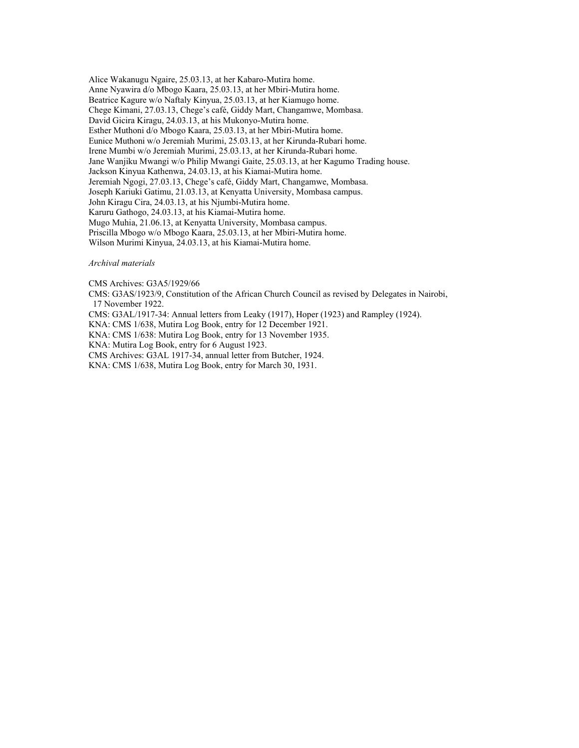Alice Wakanugu Ngaire, 25.03.13, at her Kabaro-Mutira home.
Anne Nyawira d/o Mbogo Kaara, 25.03.13, at her Mbiri-Mutira home.
Beatrice Kagure w/o Naftaly Kinyua, 25.03.13, at her Kiamugo home.
Chege Kimani, 27.03.13, Chege's café, Giddy Mart, Changamwe, Mombasa.
David Gicira Kiragu, 24.03.13, at his Mukonyo-Mutira home.
Esther Muthoni d/o Mbogo Kaara, 25.03.13, at her Mbiri-Mutira home.
Eunice Muthoni w/o Jeremiah Murimi, 25.03.13, at her Kirunda-Rubari home.
Irene Mumbi w/o Jeremiah Murimi, 25.03.13, at her Kirunda-Rubari home.
Jane Wanjiku Mwangi w/o Philip Mwangi Gaite, 25.03.13, at her Kagumo Trading house.
Jackson Kinyua Kathenwa, 24.03.13, at his Kiamai-Mutira home.
Jeremiah Ngogi, 27.03.13, Chege's café, Giddy Mart, Changamwe, Mombasa.
Joseph Kariuki Gatimu, 21.03.13, at Kenyatta University, Mombasa campus.
John Kiragu Cira, 24.03.13, at his Njumbi-Mutira home.
Karuru Gathogo, 24.03.13, at his Kiamai-Mutira home.
Mugo Muhia, 21.06.13, at Kenyatta University, Mombasa campus.
Priscilla Mbogo w/o Mbogo Kaara, 25.03.13, at her Mbiri-Mutira home.
Wilson Murimi Kinyua, 24.03.13, at his Kiamai-Mutira home.

*Archival materials*

CMS Archives: G3A5/1929/66
CMS: G3AS/1923/9, Constitution of the African Church Council as revised by Delegates in Nairobi, 17 November 1922.
CMS: G3AL/1917-34: Annual letters from Leaky (1917), Hoper (1923) and Rampley (1924).
KNA: CMS 1/638, Mutira Log Book, entry for 12 December 1921.
KNA: CMS 1/638: Mutira Log Book, entry for 13 November 1935.
KNA: Mutira Log Book, entry for 6 August 1923.
CMS Archives: G3AL 1917-34, annual letter from Butcher, 1924.
KNA: CMS 1/638, Mutira Log Book, entry for March 30, 1931.